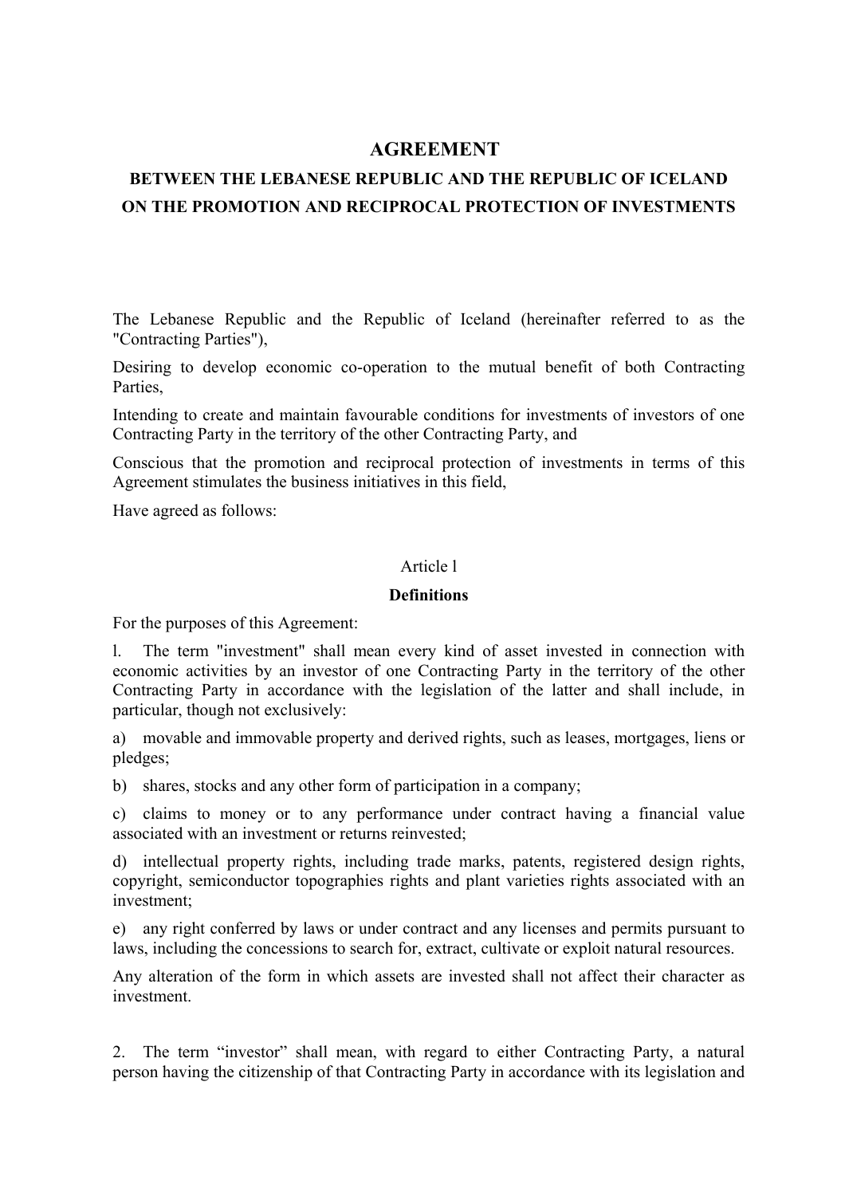# AGREEMENT

## BETWEEN THE LEBANESE REPUBLIC AND THE REPUBLIC OF ICELAND ON THE PROMOTION AND RECIPROCAL PROTECTION OF INVESTMENTS

The Lebanese Republic and the Republic of Iceland (hereinafter referred to as the "Contracting Parties"),

Desiring to develop economic co-operation to the mutual benefit of both Contracting Parties,

Intending to create and maintain favourable conditions for investments of investors of one Contracting Party in the territory of the other Contracting Party, and

Conscious that the promotion and reciprocal protection of investments in terms of this Agreement stimulates the business initiatives in this field,

Have agreed as follows:

Article l

**Definitions**

For the purposes of this Agreement:

l. The term "investment" shall mean every kind of asset invested in connection with economic activities by an investor of one Contracting Party in the territory of the other Contracting Party in accordance with the legislation of the latter and shall include, in particular, though not exclusively:

a) movable and immovable property and derived rights, such as leases, mortgages, liens or pledges;

b) shares, stocks and any other form of participation in a company;

c) claims to money or to any performance under contract having a financial value associated with an investment or returns reinvested;

d) intellectual property rights, including trade marks, patents, registered design rights, copyright, semiconductor topographies rights and plant varieties rights associated with an investment;

e) any right conferred by laws or under contract and any licenses and permits pursuant to laws, including the concessions to search for, extract, cultivate or exploit natural resources.

Any alteration of the form in which assets are invested shall not affect their character as investment.

2. The term “investor” shall mean, with regard to either Contracting Party, a natural person having the citizenship of that Contracting Party in accordance with its legislation and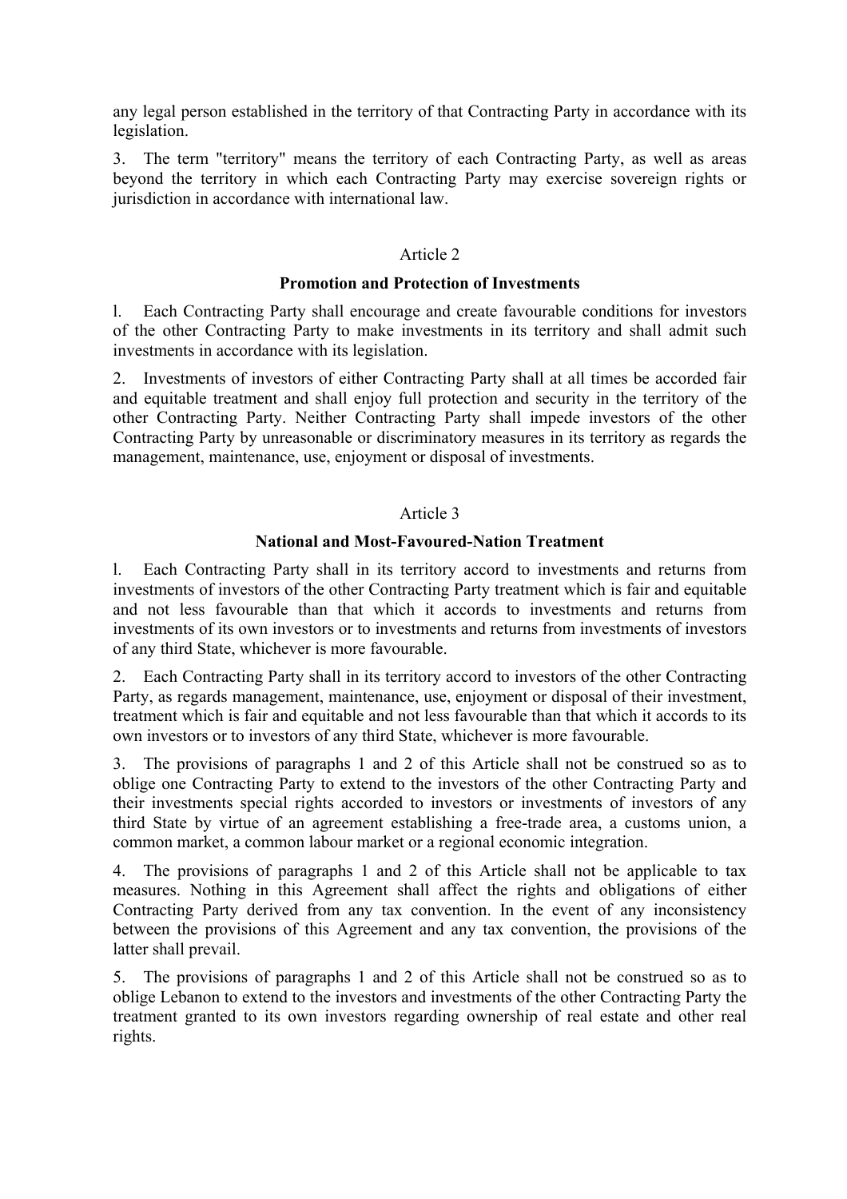any legal person established in the territory of that Contracting Party in accordance with its legislation.

3. The term "territory" means the territory of each Contracting Party, as well as areas beyond the territory in which each Contracting Party may exercise sovereign rights or jurisdiction in accordance with international law.

## Article 2

### Promotion and Protection of Investments

1. Each Contracting Party shall encourage and create favourable conditions for investors of the other Contracting Party to make investments in its territory and shall admit such investments in accordance with its legislation.

2. Investments of investors of either Contracting Party shall at all times be accorded fair and equitable treatment and shall enjoy full protection and security in the territory of the other Contracting Party. Neither Contracting Party shall impede investors of the other Contracting Party by unreasonable or discriminatory measures in its territory as regards the management, maintenance, use, enjoyment or disposal of investments.

## Article 3

### National and Most-Favoured-Nation Treatment

1. Each Contracting Party shall in its territory accord to investments and returns from investments of investors of the other Contracting Party treatment which is fair and equitable and not less favourable than that which it accords to investments and returns from investments of its own investors or to investments and returns from investments of investors of any third State, whichever is more favourable.

2. Each Contracting Party shall in its territory accord to investors of the other Contracting Party, as regards management, maintenance, use, enjoyment or disposal of their investment, treatment which is fair and equitable and not less favourable than that which it accords to its own investors or to investors of any third State, whichever is more favourable.

3. The provisions of paragraphs 1 and 2 of this Article shall not be construed so as to oblige one Contracting Party to extend to the investors of the other Contracting Party and their investments special rights accorded to investors or investments of investors of any third State by virtue of an agreement establishing a free-trade area, a customs union, a common market, a common labour market or a regional economic integration.

4. The provisions of paragraphs 1 and 2 of this Article shall not be applicable to tax measures. Nothing in this Agreement shall affect the rights and obligations of either Contracting Party derived from any tax convention. In the event of any inconsistency between the provisions of this Agreement and any tax convention, the provisions of the latter shall prevail.

5. The provisions of paragraphs 1 and 2 of this Article shall not be construed so as to oblige Lebanon to extend to the investors and investments of the other Contracting Party the treatment granted to its own investors regarding ownership of real estate and other real rights.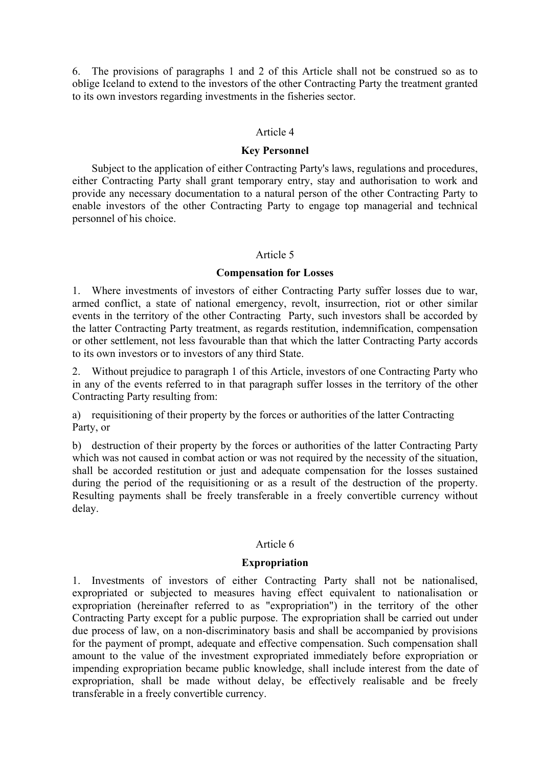6. The provisions of paragraphs 1 and 2 of this Article shall not be construed so as to oblige Iceland to extend to the investors of the other Contracting Party the treatment granted to its own investors regarding investments in the fisheries sector.

Article 4

**Key Personnel**

Subject to the application of either Contracting Party's laws, regulations and procedures, either Contracting Party shall grant temporary entry, stay and authorisation to work and provide any necessary documentation to a natural person of the other Contracting Party to enable investors of the other Contracting Party to engage top managerial and technical personnel of his choice.

Article 5

**Compensation for Losses**

1. Where investments of investors of either Contracting Party suffer losses due to war, armed conflict, a state of national emergency, revolt, insurrection, riot or other similar events in the territory of the other Contracting Party, such investors shall be accorded by the latter Contracting Party treatment, as regards restitution, indemnification, compensation or other settlement, not less favourable than that which the latter Contracting Party accords to its own investors or to investors of any third State.

2. Without prejudice to paragraph 1 of this Article, investors of one Contracting Party who in any of the events referred to in that paragraph suffer losses in the territory of the other Contracting Party resulting from:

a) requisitioning of their property by the forces or authorities of the latter Contracting Party, or

b) destruction of their property by the forces or authorities of the latter Contracting Party which was not caused in combat action or was not required by the necessity of the situation,

shall be accorded restitution or just and adequate compensation for the losses sustained during the period of the requisitioning or as a result of the destruction of the property. Resulting payments shall be freely transferable in a freely convertible currency without delay.

Article 6

**Expropriation**

1. Investments of investors of either Contracting Party shall not be nationalised, expropriated or subjected to measures having effect equivalent to nationalisation or expropriation (hereinafter referred to as "expropriation") in the territory of the other Contracting Party except for a public purpose. The expropriation shall be carried out under due process of law, on a non-discriminatory basis and shall be accompanied by provisions for the payment of prompt, adequate and effective compensation. Such compensation shall amount to the value of the investment expropriated immediately before expropriation or impending expropriation became public knowledge, shall include interest from the date of expropriation, shall be made without delay, be effectively realisable and be freely transferable in a freely convertible currency.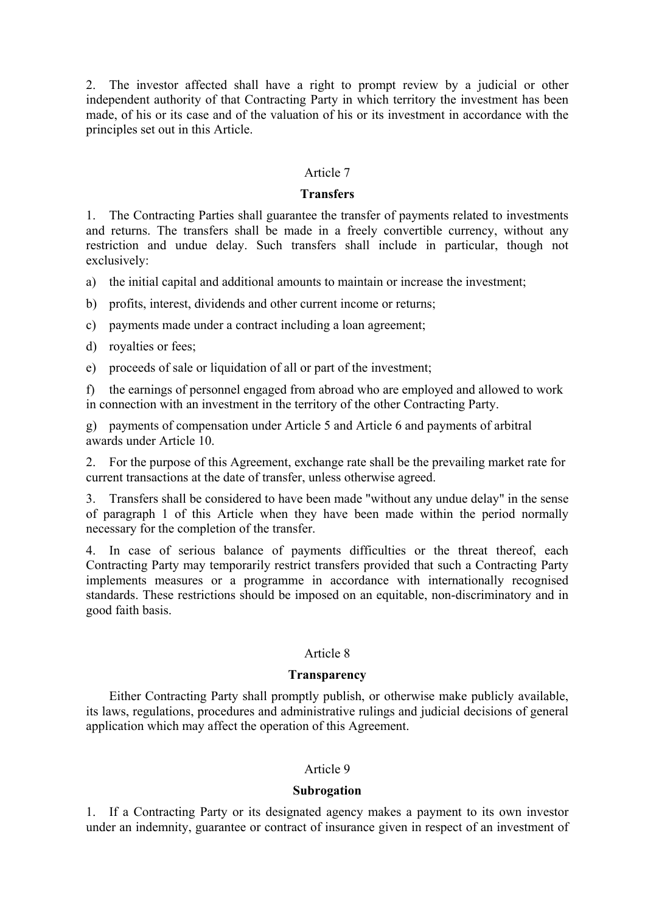2. The investor affected shall have a right to prompt review by a judicial or other independent authority of that Contracting Party in which territory the investment has been made, of his or its case and of the valuation of his or its investment in accordance with the principles set out in this Article.

## Article 7

### Transfers

1. The Contracting Parties shall guarantee the transfer of payments related to investments and returns. The transfers shall be made in a freely convertible currency, without any restriction and undue delay. Such transfers shall include in particular, though not exclusively:

a) the initial capital and additional amounts to maintain or increase the investment;

b) profits, interest, dividends and other current income or returns;

c) payments made under a contract including a loan agreement;

d) royalties or fees;

e) proceeds of sale or liquidation of all or part of the investment;

f) the earnings of personnel engaged from abroad who are employed and allowed to work in connection with an investment in the territory of the other Contracting Party.

g) payments of compensation under Article 5 and Article 6 and payments of arbitral awards under Article 10.

2. For the purpose of this Agreement, exchange rate shall be the prevailing market rate for current transactions at the date of transfer, unless otherwise agreed.

3. Transfers shall be considered to have been made "without any undue delay" in the sense of paragraph 1 of this Article when they have been made within the period normally necessary for the completion of the transfer.

4. In case of serious balance of payments difficulties or the threat thereof, each Contracting Party may temporarily restrict transfers provided that such a Contracting Party implements measures or a programme in accordance with internationally recognised standards. These restrictions should be imposed on an equitable, non-discriminatory and in good faith basis.

## Article 8

### Transparency

Either Contracting Party shall promptly publish, or otherwise make publicly available, its laws, regulations, procedures and administrative rulings and judicial decisions of general application which may affect the operation of this Agreement.

## Article 9

### Subrogation

1. If a Contracting Party or its designated agency makes a payment to its own investor under an indemnity, guarantee or contract of insurance given in respect of an investment of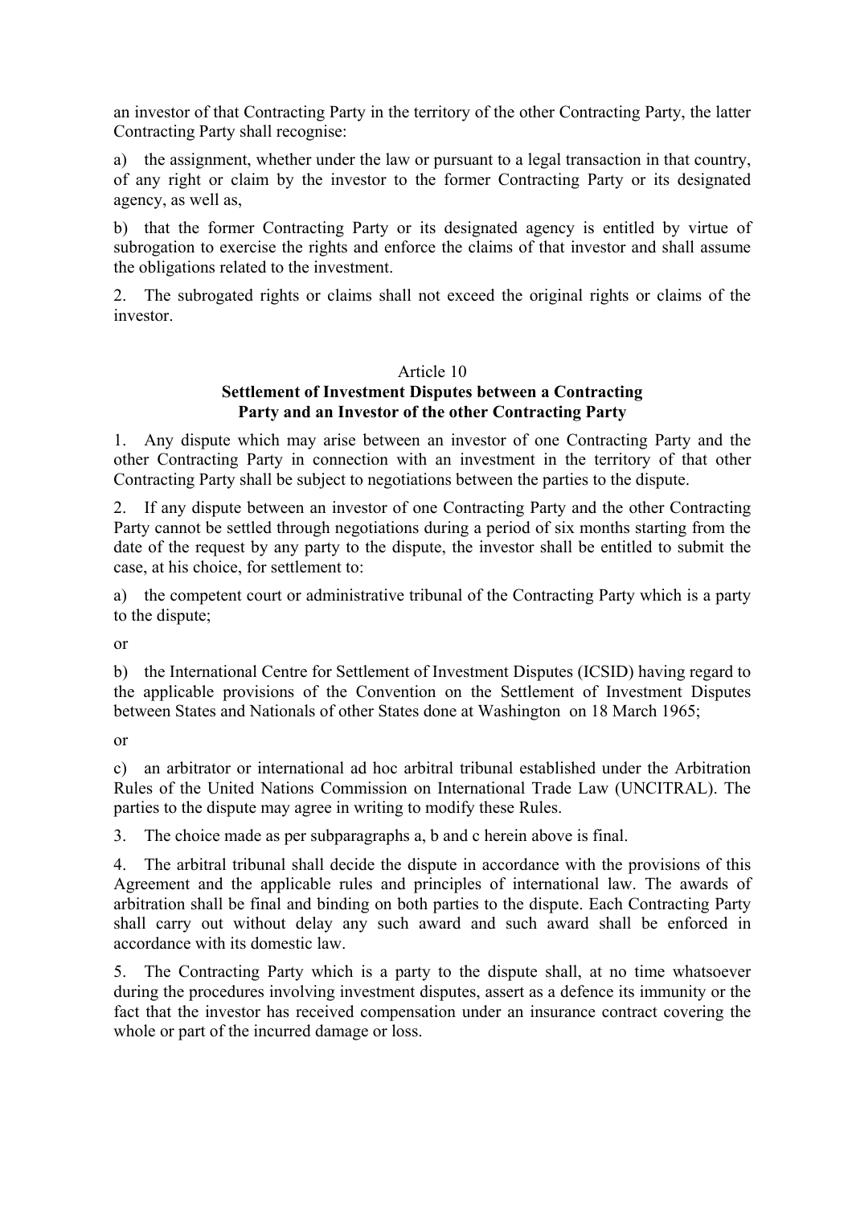an investor of that Contracting Party in the territory of the other Contracting Party, the latter Contracting Party shall recognise:

a) the assignment, whether under the law or pursuant to a legal transaction in that country, of any right or claim by the investor to the former Contracting Party or its designated agency, as well as,

b) that the former Contracting Party or its designated agency is entitled by virtue of subrogation to exercise the rights and enforce the claims of that investor and shall assume the obligations related to the investment.

2. The subrogated rights or claims shall not exceed the original rights or claims of the investor.

## Article 10
## Settlement of Investment Disputes between a Contracting Party and an Investor of the other Contracting Party

1. Any dispute which may arise between an investor of one Contracting Party and the other Contracting Party in connection with an investment in the territory of that other Contracting Party shall be subject to negotiations between the parties to the dispute.

2. If any dispute between an investor of one Contracting Party and the other Contracting Party cannot be settled through negotiations during a period of six months starting from the date of the request by any party to the dispute, the investor shall be entitled to submit the case, at his choice, for settlement to:

a) the competent court or administrative tribunal of the Contracting Party which is a party to the dispute;

or

b) the International Centre for Settlement of Investment Disputes (ICSID) having regard to the applicable provisions of the Convention on the Settlement of Investment Disputes between States and Nationals of other States done at Washington on 18 March 1965;

or

c) an arbitrator or international ad hoc arbitral tribunal established under the Arbitration Rules of the United Nations Commission on International Trade Law (UNCITRAL). The parties to the dispute may agree in writing to modify these Rules.

3. The choice made as per subparagraphs a, b and c herein above is final.

4. The arbitral tribunal shall decide the dispute in accordance with the provisions of this Agreement and the applicable rules and principles of international law. The awards of arbitration shall be final and binding on both parties to the dispute. Each Contracting Party shall carry out without delay any such award and such award shall be enforced in accordance with its domestic law.

5. The Contracting Party which is a party to the dispute shall, at no time whatsoever during the procedures involving investment disputes, assert as a defence its immunity or the fact that the investor has received compensation under an insurance contract covering the whole or part of the incurred damage or loss.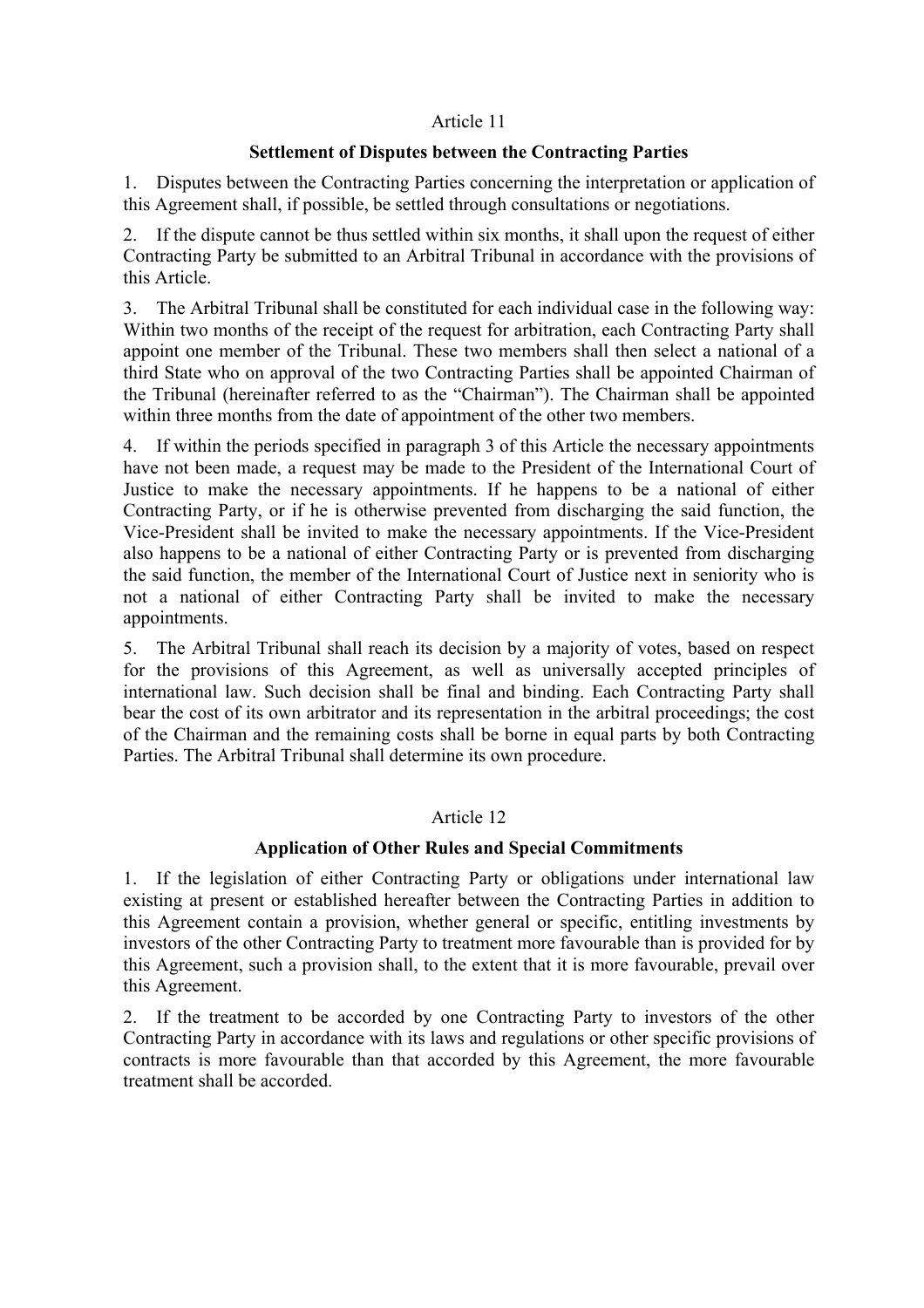## Article 11

### Settlement of Disputes between the Contracting Parties

1. Disputes between the Contracting Parties concerning the interpretation or application of this Agreement shall, if possible, be settled through consultations or negotiations.

2. If the dispute cannot be thus settled within six months, it shall upon the request of either Contracting Party be submitted to an Arbitral Tribunal in accordance with the provisions of this Article.

3. The Arbitral Tribunal shall be constituted for each individual case in the following way: Within two months of the receipt of the request for arbitration, each Contracting Party shall appoint one member of the Tribunal. These two members shall then select a national of a third State who on approval of the two Contracting Parties shall be appointed Chairman of the Tribunal (hereinafter referred to as the "Chairman"). The Chairman shall be appointed within three months from the date of appointment of the other two members.

4. If within the periods specified in paragraph 3 of this Article the necessary appointments have not been made, a request may be made to the President of the International Court of Justice to make the necessary appointments. If he happens to be a national of either Contracting Party, or if he is otherwise prevented from discharging the said function, the Vice-President shall be invited to make the necessary appointments. If the Vice-President also happens to be a national of either Contracting Party or is prevented from discharging the said function, the member of the International Court of Justice next in seniority who is not a national of either Contracting Party shall be invited to make the necessary appointments.

5. The Arbitral Tribunal shall reach its decision by a majority of votes, based on respect for the provisions of this Agreement, as well as universally accepted principles of international law. Such decision shall be final and binding. Each Contracting Party shall bear the cost of its own arbitrator and its representation in the arbitral proceedings; the cost of the Chairman and the remaining costs shall be borne in equal parts by both Contracting Parties. The Arbitral Tribunal shall determine its own procedure.

## Article 12

### Application of Other Rules and Special Commitments

1. If the legislation of either Contracting Party or obligations under international law existing at present or established hereafter between the Contracting Parties in addition to this Agreement contain a provision, whether general or specific, entitling investments by investors of the other Contracting Party to treatment more favourable than is provided for by this Agreement, such a provision shall, to the extent that it is more favourable, prevail over this Agreement.

2. If the treatment to be accorded by one Contracting Party to investors of the other Contracting Party in accordance with its laws and regulations or other specific provisions of contracts is more favourable than that accorded by this Agreement, the more favourable treatment shall be accorded.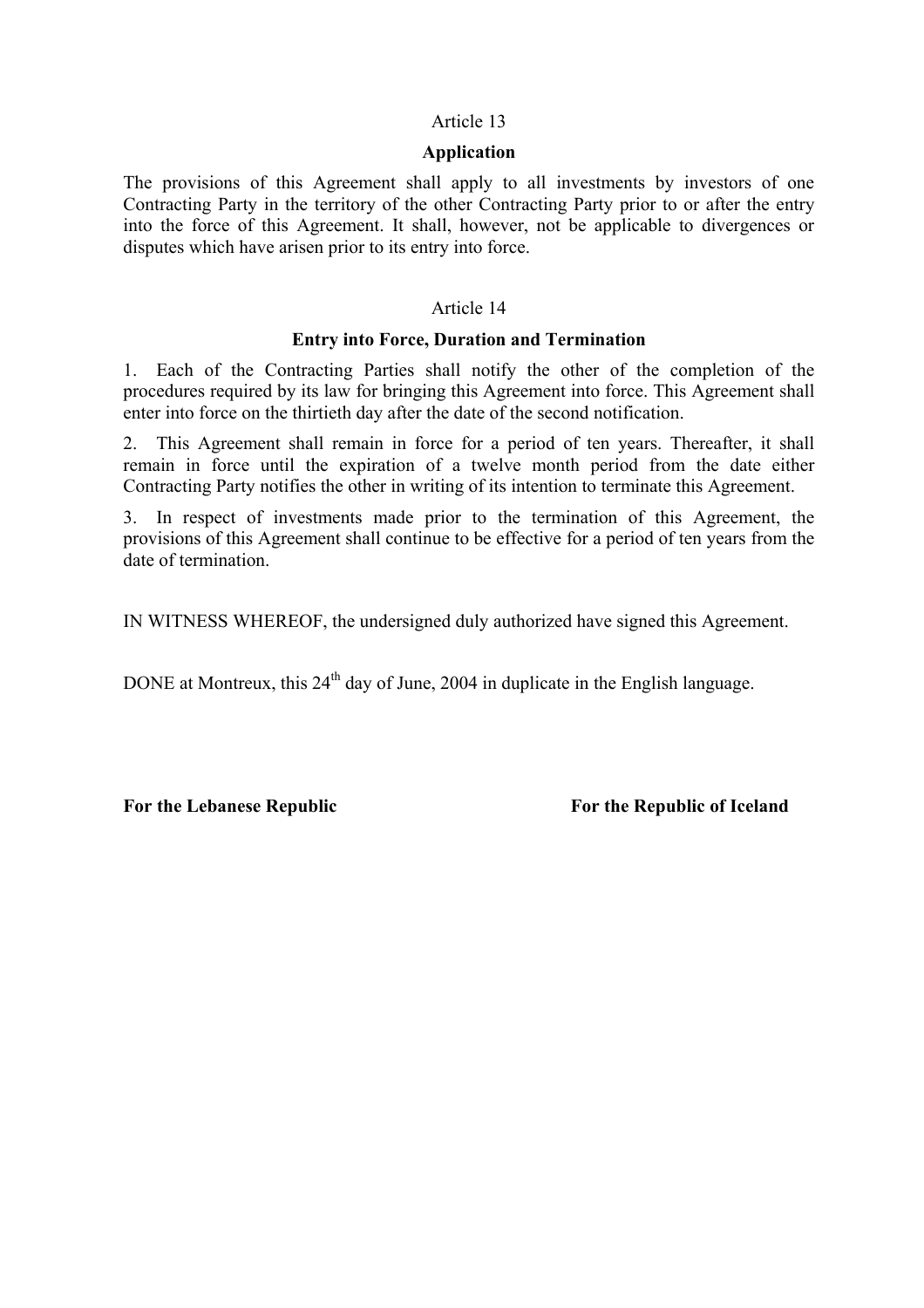Article 13

**Application**

The provisions of this Agreement shall apply to all investments by investors of one Contracting Party in the territory of the other Contracting Party prior to or after the entry into the force of this Agreement. It shall, however, not be applicable to divergences or disputes which have arisen prior to its entry into force.

Article 14

**Entry into Force, Duration and Termination**

1. Each of the Contracting Parties shall notify the other of the completion of the procedures required by its law for bringing this Agreement into force. This Agreement shall enter into force on the thirtieth day after the date of the second notification.

2. This Agreement shall remain in force for a period of ten years. Thereafter, it shall remain in force until the expiration of a twelve month period from the date either Contracting Party notifies the other in writing of its intention to terminate this Agreement.

3. In respect of investments made prior to the termination of this Agreement, the provisions of this Agreement shall continue to be effective for a period of ten years from the date of termination.

IN WITNESS WHEREOF, the undersigned duly authorized have signed this Agreement.

DONE at Montreux, this 24th day of June, 2004 in duplicate in the English language.

**For the Lebanese Republic** **For the Republic of Iceland**